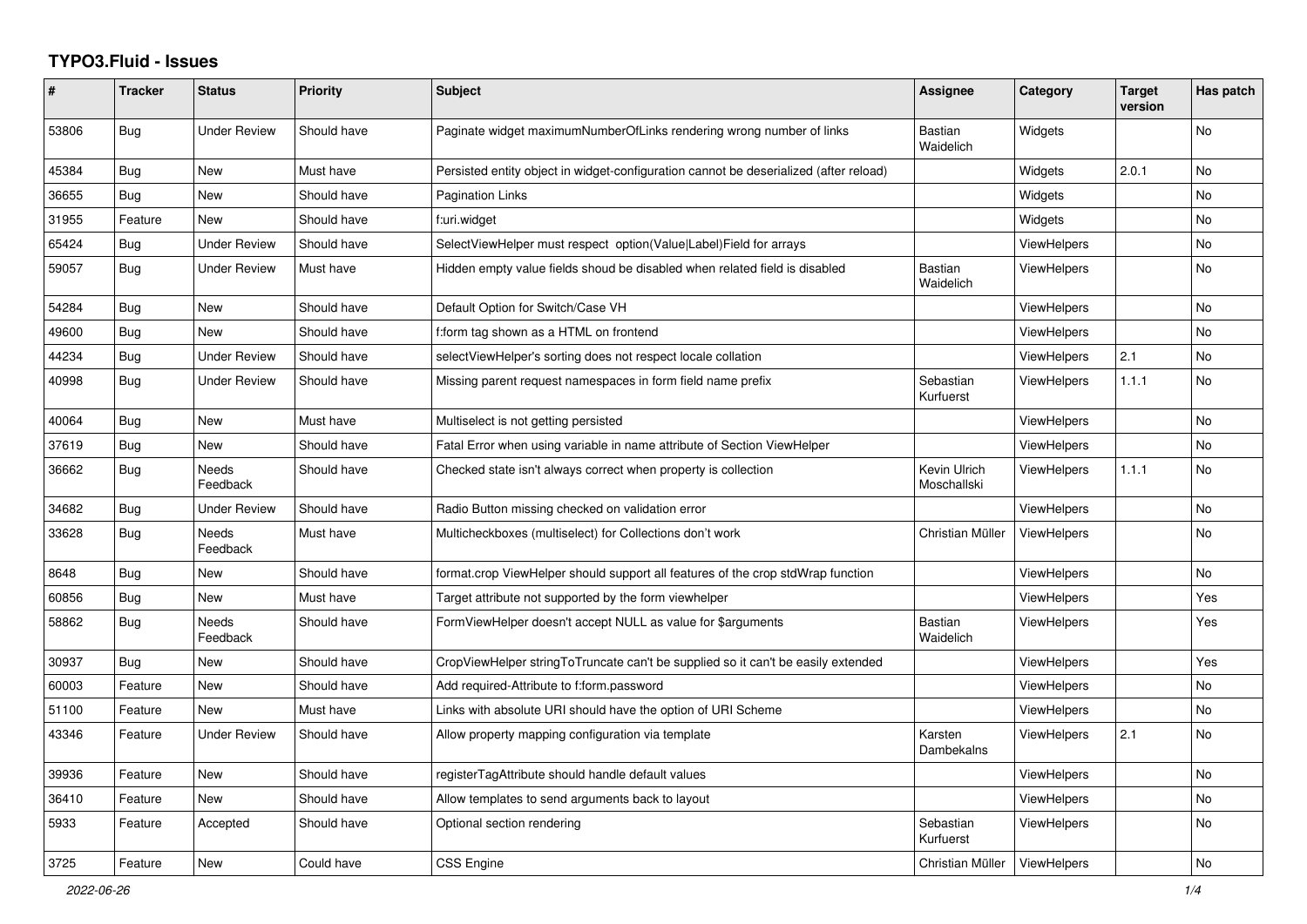# TYPO3.Fluid - Issues

| # | Tracker | Status | Priority | Subject | Assignee | Category | Target version | Has patch |
|---|---|---|---|---|---|---|---|---|
| 53806 | Bug | Under Review | Should have | Paginate widget maximumNumberOfLinks rendering wrong number of links | Bastian Waidelich | Widgets | | No |
| 45384 | Bug | New | Must have | Persisted entity object in widget-configuration cannot be deserialized (after reload) | | Widgets | 2.0.1 | No |
| 36655 | Bug | New | Should have | Pagination Links | | Widgets | | No |
| 31955 | Feature | New | Should have | f:uri.widget | | Widgets | | No |
| 65424 | Bug | Under Review | Should have | SelectViewHelper must respect option(Value\|Label)Field for arrays | | ViewHelpers | | No |
| 59057 | Bug | Under Review | Must have | Hidden empty value fields shoud be disabled when related field is disabled | Bastian Waidelich | ViewHelpers | | No |
| 54284 | Bug | New | Should have | Default Option for Switch/Case VH | | ViewHelpers | | No |
| 49600 | Bug | New | Should have | f:form tag shown as a HTML on frontend | | ViewHelpers | | No |
| 44234 | Bug | Under Review | Should have | selectViewHelper's sorting does not respect locale collation | | ViewHelpers | 2.1 | No |
| 40998 | Bug | Under Review | Should have | Missing parent request namespaces in form field name prefix | Sebastian Kurfuerst | ViewHelpers | 1.1.1 | No |
| 40064 | Bug | New | Must have | Multiselect is not getting persisted | | ViewHelpers | | No |
| 37619 | Bug | New | Should have | Fatal Error when using variable in name attribute of Section ViewHelper | | ViewHelpers | | No |
| 36662 | Bug | Needs Feedback | Should have | Checked state isn't always correct when property is collection | Kevin Ulrich Moschallski | ViewHelpers | 1.1.1 | No |
| 34682 | Bug | Under Review | Should have | Radio Button missing checked on validation error | | ViewHelpers | | No |
| 33628 | Bug | Needs Feedback | Must have | Multicheckboxes (multiselect) for Collections don't work | Christian Müller | ViewHelpers | | No |
| 8648 | Bug | New | Should have | format.crop ViewHelper should support all features of the crop stdWrap function | | ViewHelpers | | No |
| 60856 | Bug | New | Must have | Target attribute not supported by the form viewhelper | | ViewHelpers | | Yes |
| 58862 | Bug | Needs Feedback | Should have | FormViewHelper doesn't accept NULL as value for $arguments | Bastian Waidelich | ViewHelpers | | Yes |
| 30937 | Bug | New | Should have | CropViewHelper stringToTruncate can't be supplied so it can't be easily extended | | ViewHelpers | | Yes |
| 60003 | Feature | New | Should have | Add required-Attribute to f:form.password | | ViewHelpers | | No |
| 51100 | Feature | New | Must have | Links with absolute URI should have the option of URI Scheme | | ViewHelpers | | No |
| 43346 | Feature | Under Review | Should have | Allow property mapping configuration via template | Karsten Dambekalns | ViewHelpers | 2.1 | No |
| 39936 | Feature | New | Should have | registerTagAttribute should handle default values | | ViewHelpers | | No |
| 36410 | Feature | New | Should have | Allow templates to send arguments back to layout | | ViewHelpers | | No |
| 5933 | Feature | Accepted | Should have | Optional section rendering | Sebastian Kurfuerst | ViewHelpers | | No |
| 3725 | Feature | New | Could have | CSS Engine | Christian Müller | ViewHelpers | | No |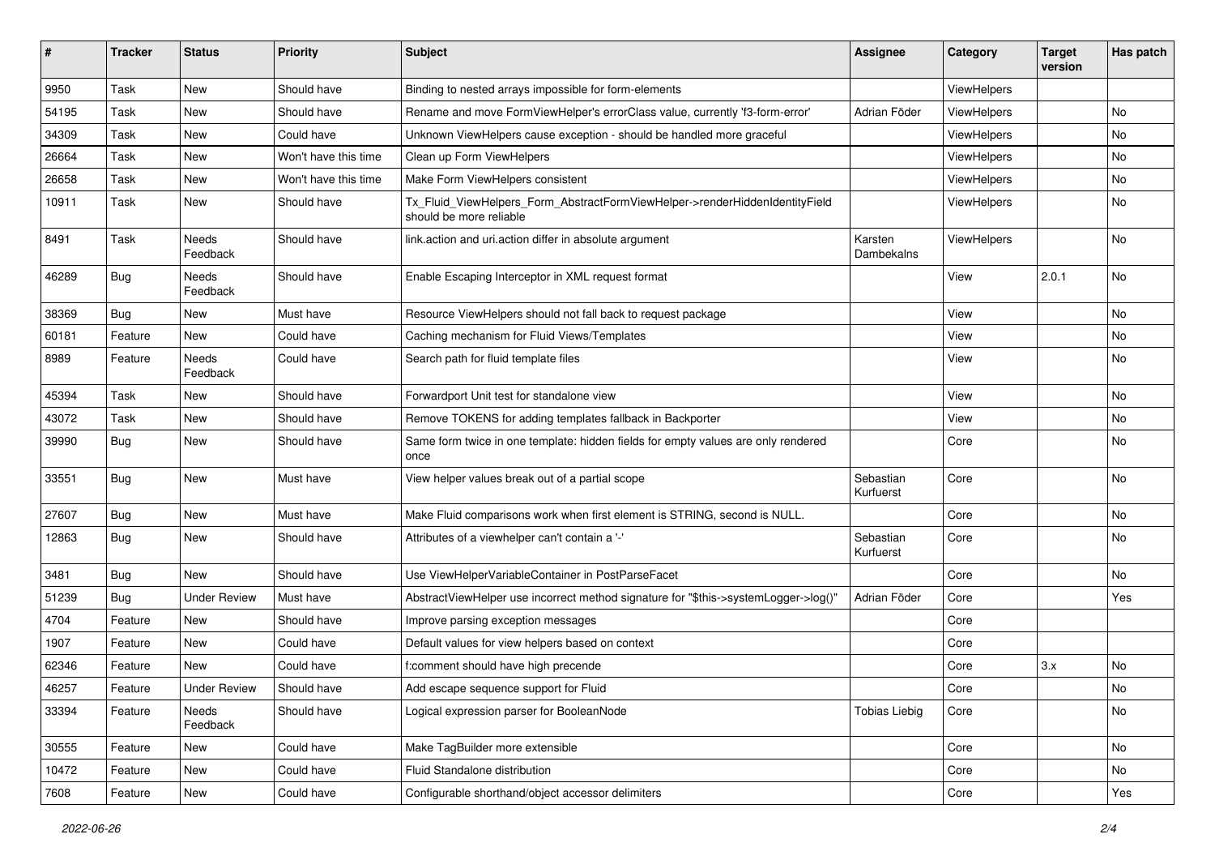| # | Tracker | Status | Priority | Subject | Assignee | Category | Target version | Has patch |
|---|---|---|---|---|---|---|---|---|
| 9950 | Task | New | Should have | Binding to nested arrays impossible for form-elements | | ViewHelpers | | |
| 54195 | Task | New | Should have | Rename and move FormViewHelper's errorClass value, currently 'f3-form-error' | Adrian Föder | ViewHelpers | | No |
| 34309 | Task | New | Could have | Unknown ViewHelpers cause exception - should be handled more graceful | | ViewHelpers | | No |
| 26664 | Task | New | Won't have this time | Clean up Form ViewHelpers | | ViewHelpers | | No |
| 26658 | Task | New | Won't have this time | Make Form ViewHelpers consistent | | ViewHelpers | | No |
| 10911 | Task | New | Should have | Tx_Fluid_ViewHelpers_Form_AbstractFormViewHelper->renderHiddenIdentityField should be more reliable | | ViewHelpers | | No |
| 8491 | Task | Needs Feedback | Should have | link.action and uri.action differ in absolute argument | Karsten Dambekalns | ViewHelpers | | No |
| 46289 | Bug | Needs Feedback | Should have | Enable Escaping Interceptor in XML request format | | View | 2.0.1 | No |
| 38369 | Bug | New | Must have | Resource ViewHelpers should not fall back to request package | | View | | No |
| 60181 | Feature | New | Could have | Caching mechanism for Fluid Views/Templates | | View | | No |
| 8989 | Feature | Needs Feedback | Could have | Search path for fluid template files | | View | | No |
| 45394 | Task | New | Should have | Forwardport Unit test for standalone view | | View | | No |
| 43072 | Task | New | Should have | Remove TOKENS for adding templates fallback in Backporter | | View | | No |
| 39990 | Bug | New | Should have | Same form twice in one template: hidden fields for empty values are only rendered once | | Core | | No |
| 33551 | Bug | New | Must have | View helper values break out of a partial scope | Sebastian Kurfuerst | Core | | No |
| 27607 | Bug | New | Must have | Make Fluid comparisons work when first element is STRING, second is NULL. | | Core | | No |
| 12863 | Bug | New | Should have | Attributes of a viewhelper can't contain a '-' | Sebastian Kurfuerst | Core | | No |
| 3481 | Bug | New | Should have | Use ViewHelperVariableContainer in PostParseFacet | | Core | | No |
| 51239 | Bug | Under Review | Must have | AbstractViewHelper use incorrect method signature for "$this->systemLogger->log()" | Adrian Föder | Core | | Yes |
| 4704 | Feature | New | Should have | Improve parsing exception messages | | Core | | |
| 1907 | Feature | New | Could have | Default values for view helpers based on context | | Core | | |
| 62346 | Feature | New | Could have | f:comment should have high precende | | Core | 3.x | No |
| 46257 | Feature | Under Review | Should have | Add escape sequence support for Fluid | | Core | | No |
| 33394 | Feature | Needs Feedback | Should have | Logical expression parser for BooleanNode | Tobias Liebig | Core | | No |
| 30555 | Feature | New | Could have | Make TagBuilder more extensible | | Core | | No |
| 10472 | Feature | New | Could have | Fluid Standalone distribution | | Core | | No |
| 7608 | Feature | New | Could have | Configurable shorthand/object accessor delimiters | | Core | | Yes |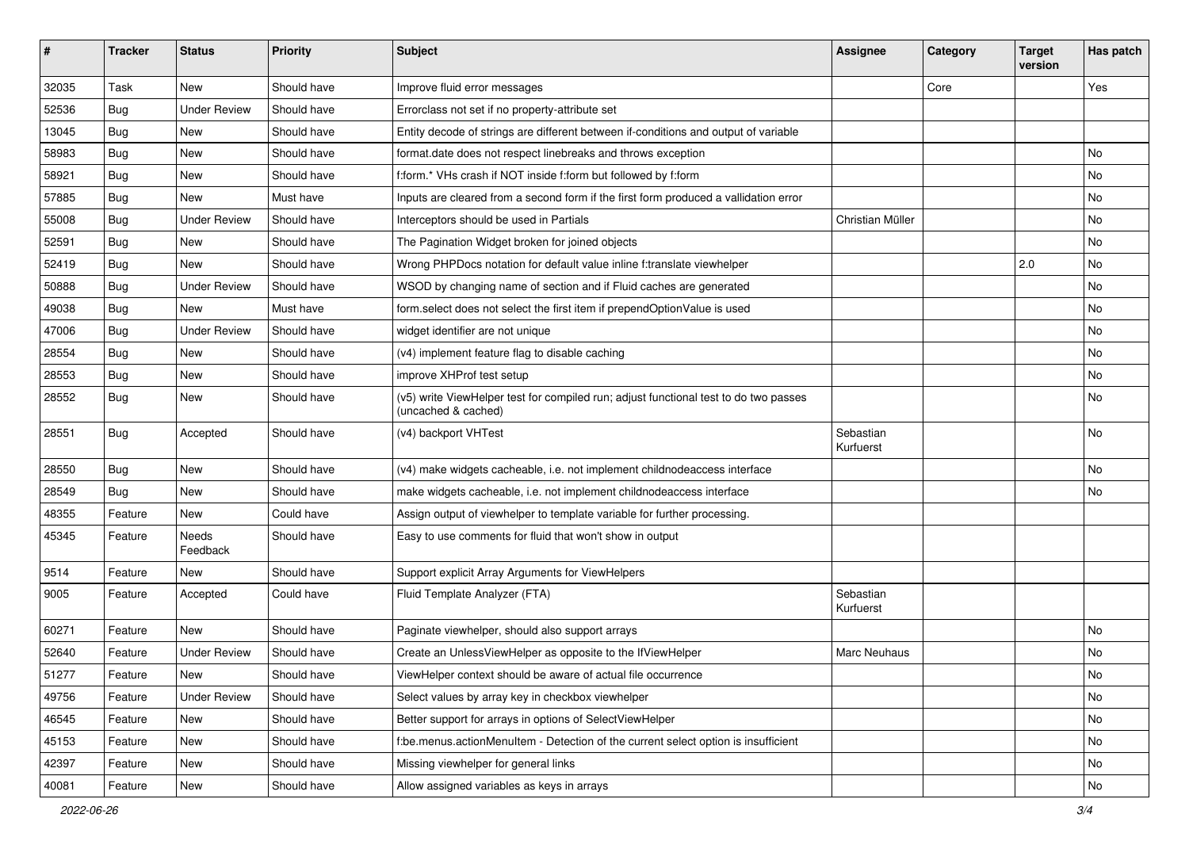| # | Tracker | Status | Priority | Subject | Assignee | Category | Target version | Has patch |
|---|---|---|---|---|---|---|---|---|
| 32035 | Task | New | Should have | Improve fluid error messages | | Core | | Yes |
| 52536 | Bug | Under Review | Should have | Errorclass not set if no property-attribute set | | | | |
| 13045 | Bug | New | Should have | Entity decode of strings are different between if-conditions and output of variable | | | | |
| 58983 | Bug | New | Should have | format.date does not respect linebreaks and throws exception | | | | No |
| 58921 | Bug | New | Should have | f:form.* VHs crash if NOT inside f:form but followed by f:form | | | | No |
| 57885 | Bug | New | Must have | Inputs are cleared from a second form if the first form produced a vallidation error | | | | No |
| 55008 | Bug | Under Review | Should have | Interceptors should be used in Partials | Christian Müller | | | No |
| 52591 | Bug | New | Should have | The Pagination Widget broken for joined objects | | | | No |
| 52419 | Bug | New | Should have | Wrong PHPDocs notation for default value inline f:translate viewhelper | | | 2.0 | No |
| 50888 | Bug | Under Review | Should have | WSOD by changing name of section and if Fluid caches are generated | | | | No |
| 49038 | Bug | New | Must have | form.select does not select the first item if prependOptionValue is used | | | | No |
| 47006 | Bug | Under Review | Should have | widget identifier are not unique | | | | No |
| 28554 | Bug | New | Should have | (v4) implement feature flag to disable caching | | | | No |
| 28553 | Bug | New | Should have | improve XHProf test setup | | | | No |
| 28552 | Bug | New | Should have | (v5) write ViewHelper test for compiled run; adjust functional test to do two passes (uncached & cached) | | | | No |
| 28551 | Bug | Accepted | Should have | (v4) backport VHTest | Sebastian Kurfuerst | | | No |
| 28550 | Bug | New | Should have | (v4) make widgets cacheable, i.e. not implement childnodeaccess interface | | | | No |
| 28549 | Bug | New | Should have | make widgets cacheable, i.e. not implement childnodeaccess interface | | | | No |
| 48355 | Feature | New | Could have | Assign output of viewhelper to template variable for further processing. | | | | |
| 45345 | Feature | Needs Feedback | Should have | Easy to use comments for fluid that won't show in output | | | | |
| 9514 | Feature | New | Should have | Support explicit Array Arguments for ViewHelpers | | | | |
| 9005 | Feature | Accepted | Could have | Fluid Template Analyzer (FTA) | Sebastian Kurfuerst | | | |
| 60271 | Feature | New | Should have | Paginate viewhelper, should also support arrays | | | | No |
| 52640 | Feature | Under Review | Should have | Create an UnlessViewHelper as opposite to the IfViewHelper | Marc Neuhaus | | | No |
| 51277 | Feature | New | Should have | ViewHelper context should be aware of actual file occurrence | | | | No |
| 49756 | Feature | Under Review | Should have | Select values by array key in checkbox viewhelper | | | | No |
| 46545 | Feature | New | Should have | Better support for arrays in options of SelectViewHelper | | | | No |
| 45153 | Feature | New | Should have | f:be.menus.actionMenuItem - Detection of the current select option is insufficient | | | | No |
| 42397 | Feature | New | Should have | Missing viewhelper for general links | | | | No |
| 40081 | Feature | New | Should have | Allow assigned variables as keys in arrays | | | | No |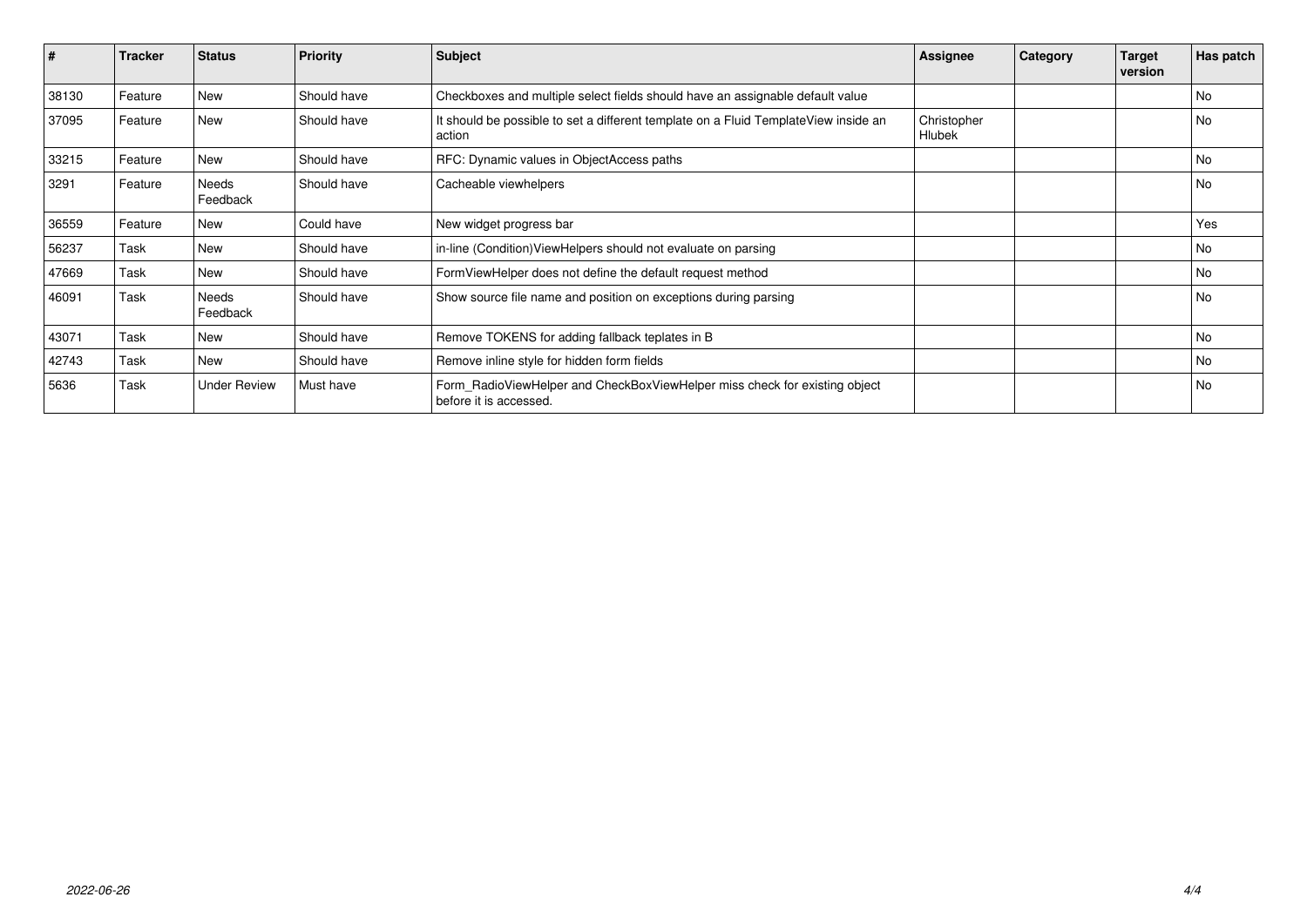| # | Tracker | Status | Priority | Subject | Assignee | Category | Target version | Has patch |
|---|---|---|---|---|---|---|---|---|
| 38130 | Feature | New | Should have | Checkboxes and multiple select fields should have an assignable default value | | | | No |
| 37095 | Feature | New | Should have | It should be possible to set a different template on a Fluid TemplateView inside an action | Christopher Hlubek | | | No |
| 33215 | Feature | New | Should have | RFC: Dynamic values in ObjectAccess paths | | | | No |
| 3291 | Feature | Needs Feedback | Should have | Cacheable viewhelpers | | | | No |
| 36559 | Feature | New | Could have | New widget progress bar | | | | Yes |
| 56237 | Task | New | Should have | in-line (Condition)ViewHelpers should not evaluate on parsing | | | | No |
| 47669 | Task | New | Should have | FormViewHelper does not define the default request method | | | | No |
| 46091 | Task | Needs Feedback | Should have | Show source file name and position on exceptions during parsing | | | | No |
| 43071 | Task | New | Should have | Remove TOKENS for adding fallback teplates in B | | | | No |
| 42743 | Task | New | Should have | Remove inline style for hidden form fields | | | | No |
| 5636 | Task | Under Review | Must have | Form_RadioViewHelper and CheckBoxViewHelper miss check for existing object before it is accessed. | | | | No |